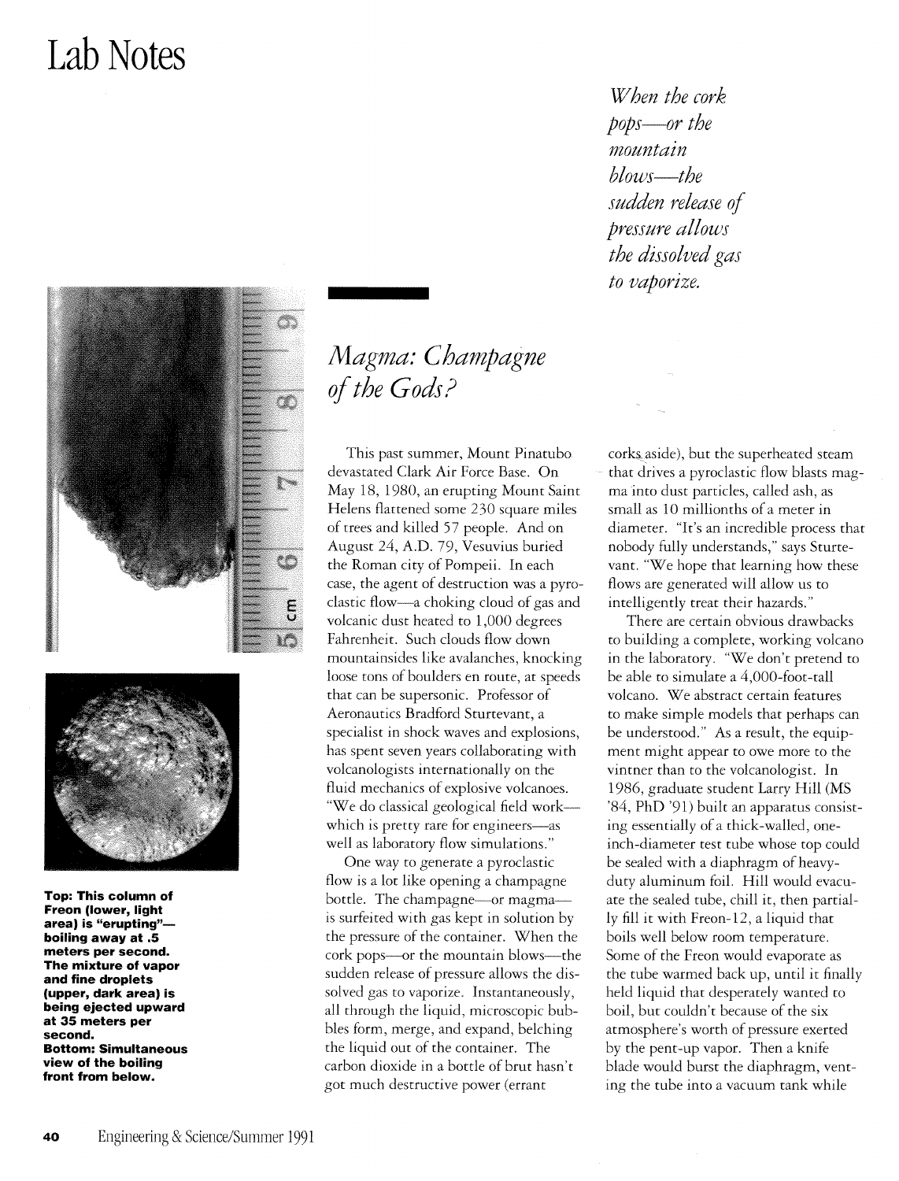# Lab Notes

*When the cork pops—or the mountain blows—the sudden release of pressure allows the dissolved gas to vaporize.*

**Top: This column of Freon (lower, light area) is "erupting"—boiling away at .5 meters per second. The mixture of vapor and fine droplets (upper, dark area) is being ejected upward at 35 meters per second.**
**Bottom: Simultaneous view of the boiling front from below.**

## *Magma: Champagne of the Gods?*

This past summer, Mount Pinatubo devastated Clark Air Force Base. On May 18, 1980, an erupting Mount Saint Helens flattened some 230 square miles of trees and killed 57 people. And on August 24, A.D. 79, Vesuvius buried the Roman city of Pompeii. In each case, the agent of destruction was a pyroclastic flow—a choking cloud of gas and volcanic dust heated to 1,000 degrees Fahrenheit. Such clouds flow down mountainsides like avalanches, knocking loose tons of boulders en route, at speeds that can be supersonic. Professor of Aeronautics Bradford Sturtevant, a specialist in shock waves and explosions, has spent seven years collaborating with volcanologists internationally on the fluid mechanics of explosive volcanoes. "We do classical geological field work—which is pretty rare for engineers—as well as laboratory flow simulations."

One way to generate a pyroclastic flow is a lot like opening a champagne bottle. The champagne—or magma—is surfeited with gas kept in solution by the pressure of the container. When the cork pops—or the mountain blows—the sudden release of pressure allows the dissolved gas to vaporize. Instantaneously, all through the liquid, microscopic bubbles form, merge, and expand, belching the liquid out of the container. The carbon dioxide in a bottle of brut hasn't got much destructive power (errant corks aside), but the superheated steam that drives a pyroclastic flow blasts magma into dust particles, called ash, as small as 10 millionths of a meter in diameter. "It's an incredible process that nobody fully understands," says Sturtevant. "We hope that learning how these flows are generated will allow us to intelligently treat their hazards."

There are certain obvious drawbacks to building a complete, working volcano in the laboratory. "We don't pretend to be able to simulate a 4,000-foot-tall volcano. We abstract certain features to make simple models that perhaps can be understood." As a result, the equipment might appear to owe more to the vintner than to the volcanologist. In 1986, graduate student Larry Hill (MS '84, PhD '91) built an apparatus consisting essentially of a thick-walled, one-inch-diameter test tube whose top could be sealed with a diaphragm of heavy-duty aluminum foil. Hill would evacuate the sealed tube, chill it, then partially fill it with Freon-12, a liquid that boils well below room temperature. Some of the Freon would evaporate as the tube warmed back up, until it finally held liquid that desperately wanted to boil, but couldn't because of the six atmosphere's worth of pressure exerted by the pent-up vapor. Then a knife blade would burst the diaphragm, venting the tube into a vacuum tank while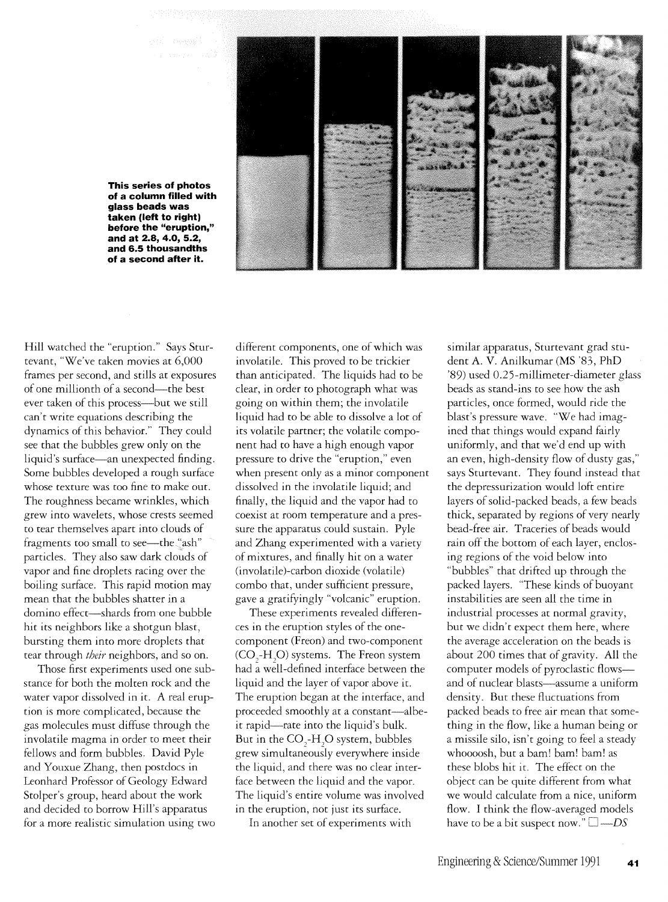**This series of photos of a column filled with glass beads was taken (left to right) before the "eruption," and at 2.8, 4.0, 5.2, and 6.5 thousandths of a second after it.**

Hill watched the "eruption." Says Sturtevant, "We've taken movies at 6,000 frames per second, and stills at exposures of one millionth of a second—the best ever taken of this process—but we still can't write equations describing the dynamics of this behavior." They could see that the bubbles grew only on the liquid's surface—an unexpected finding. Some bubbles developed a rough surface whose texture was too fine to make out. The roughness became wrinkles, which grew into wavelets, whose crests seemed to tear themselves apart into clouds of fragments too small to see—the "ash" particles. They also saw dark clouds of vapor and fine droplets racing over the boiling surface. This rapid motion may mean that the bubbles shatter in a domino effect—shards from one bubble hit its neighbors like a shotgun blast, bursting them into more droplets that tear through *their* neighbors, and so on.

Those first experiments used one substance for both the molten rock and the water vapor dissolved in it. A real eruption is more complicated, because the gas molecules must diffuse through the involatile magma in order to meet their fellows and form bubbles. David Pyle and Youxue Zhang, then postdocs in Leonhard Professor of Geology Edward Stolper's group, heard about the work and decided to borrow Hill's apparatus for a more realistic simulation using two different components, one of which was involatile. This proved to be trickier than anticipated. The liquids had to be clear, in order to photograph what was going on within them; the involatile liquid had to be able to dissolve a lot of its volatile partner; the volatile component had to have a high enough vapor pressure to drive the "eruption," even when present only as a minor component dissolved in the involatile liquid; and finally, the liquid and the vapor had to coexist at room temperature and a pressure the apparatus could sustain. Pyle and Zhang experimented with a variety of mixtures, and finally hit on a water (involatile)-carbon dioxide (volatile) combo that, under sufficient pressure, gave a gratifyingly "volcanic" eruption.

These experiments revealed differences in the eruption styles of the one-component (Freon) and two-component ($CO_2$-$H_2O$) systems. The Freon system had a well-defined interface between the liquid and the layer of vapor above it. The eruption began at the interface, and proceeded smoothly at a constant—albeit rapid—rate into the liquid's bulk. But in the $CO_2$-$H_2O$ system, bubbles grew simultaneously everywhere inside the liquid, and there was no clear interface between the liquid and the vapor. The liquid's entire volume was involved in the eruption, not just its surface.

In another set of experiments with similar apparatus, Sturtevant grad student A. V. Anilkumar (MS '83, PhD '89) used 0.25-millimeter-diameter glass beads as stand-ins to see how the ash particles, once formed, would ride the blast's pressure wave. "We had imagined that things would expand fairly uniformly, and that we'd end up with an even, high-density flow of dusty gas," says Sturtevant. They found instead that the depressurization would loft entire layers of solid-packed beads, a few beads thick, separated by regions of very nearly bead-free air. Traceries of beads would rain off the bottom of each layer, enclosing regions of the void below into "bubbles" that drifted up through the packed layers. "These kinds of buoyant instabilities are seen all the time in industrial processes at normal gravity, but we didn't expect them here, where the average acceleration on the beads is about 200 times that of gravity. All the computer models of pyroclastic flows—and of nuclear blasts—assume a uniform density. But these fluctuations from packed beads to free air mean that something in the flow, like a human being or a missile silo, isn't going to feel a steady whoooosh, but a bam! bam! bam! as these blobs hit it. The effect on the object can be quite different from what we would calculate from a nice, uniform flow. I think the flow-averaged models have to be a bit suspect now." □ —*DS*